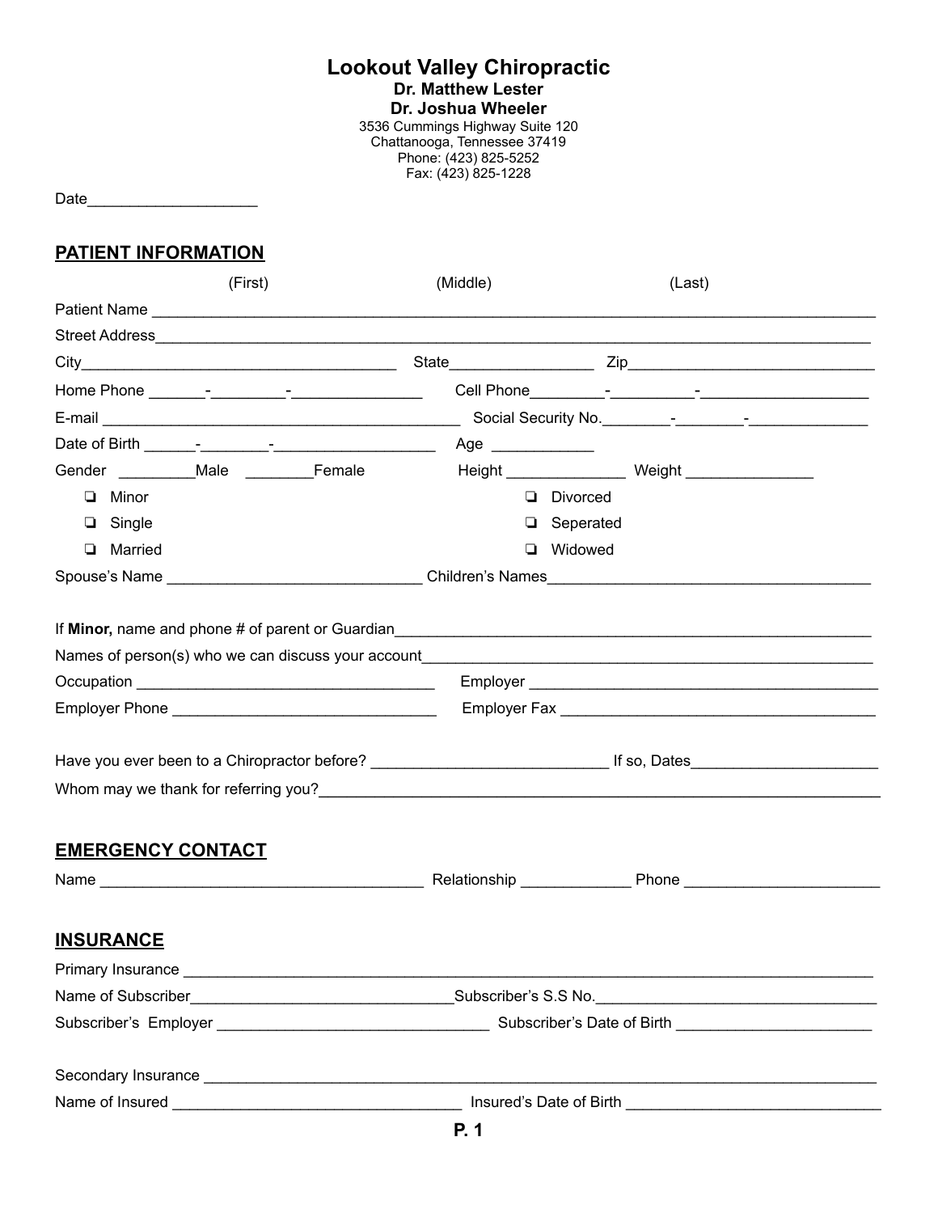# Lookout Valley Chiropractic

**Dr. Matthew Lester**
**Dr. Joshua Wheeler**

3536 Cummings Highway Suite 120
Chattanooga, Tennessee 37419
Phone: (423) 825-5252
Fax: (423) 825-1228

Date____________________

## PATIENT INFORMATION

(First) (Middle) (Last)

Patient Name ________________________________________________________________________________________

Street Address_______________________________________________________________________________________

City______________________________________ State_________________ Zip______________________________

Home Phone _______-_________-_______________ Cell Phone_________-__________-____________________

E-mail ____________________________________________ Social Security No.________-________-______________

Date of Birth ______-________-___________________ Age ____________

Gender _________Male ________Female Height ______________ Weight _______________

- ❏ Minor
- ❏ Single
- ❏ Married
- ❏ Divorced
- ❏ Seperated
- ❏ Widowed

Spouse's Name ______________________________ Children's Names_____________________________________

If **Minor,** name and phone # of parent or Guardian__________________________________________________________

Names of person(s) who we can discuss your account_______________________________________________________

Occupation ___________________________________ Employer __________________________________________

Employer Phone _______________________________ Employer Fax ______________________________________

Have you ever been to a Chiropractor before? ___________________________ If so, Dates______________________

Whom may we thank for referring you?__________________________________________________________________

## EMERGENCY CONTACT

Name ______________________________________ Relationship _____________ Phone _______________________

## INSURANCE

Primary Insurance _____________________________________________________________________________________

Name of Subscriber_______________________________Subscriber's S.S No.___________________________________

Subscriber's Employer ________________________________ Subscriber's Date of Birth ______________________

Secondary Insurance ___________________________________________________________________________________

Name of Insured __________________________________ Insured's Date of Birth ______________________________

P. 1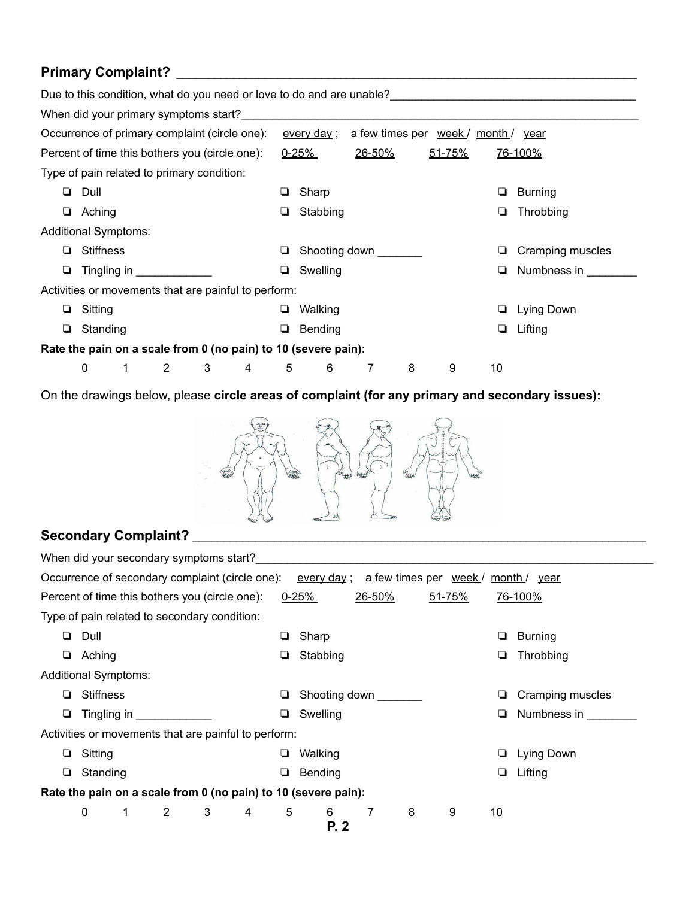**Primary Complaint?** ______________________________________________________________________

Due to this condition, what do you need or love to do and are unable?______________________________________

When did your primary symptoms start?______________________________________________________________

Occurrence of primary complaint (circle one): every day ; a few times per week / month / year

Percent of time this bothers you (circle one): 0-25% 26-50% 51-75% 76-100%

Type of pain related to primary condition:

- ❏ Dull
- ❏ Sharp
- ❏ Burning
- ❏ Aching
- ❏ Stabbing
- ❏ Throbbing

Additional Symptoms:

- ❏ Stiffness
- ❏ Shooting down _______
- ❏ Cramping muscles
- ❏ Tingling in ____________
- ❏ Swelling
- ❏ Numbness in ________

Activities or movements that are painful to perform:

- ❏ Sitting
- ❏ Walking
- ❏ Lying Down
- ❏ Standing
- ❏ Bending
- ❏ Lifting

**Rate the pain on a scale from 0 (no pain) to 10 (severe pain):**

0 1 2 3 4 5 6 7 8 9 10

On the drawings below, please **circle areas of complaint (for any primary and secondary issues):**

**Secondary Complaint?** ____________________________________________________________________

When did your secondary symptoms start?_____________________________________________________________

Occurrence of secondary complaint (circle one): every day ; a few times per week / month / year

Percent of time this bothers you (circle one): 0-25% 26-50% 51-75% 76-100%

Type of pain related to secondary condition:

- ❏ Dull
- ❏ Sharp
- ❏ Burning
- ❏ Aching
- ❏ Stabbing
- ❏ Throbbing

Additional Symptoms:

- ❏ Stiffness
- ❏ Shooting down _______
- ❏ Cramping muscles
- ❏ Tingling in ____________
- ❏ Swelling
- ❏ Numbness in ________

Activities or movements that are painful to perform:

- ❏ Sitting
- ❏ Walking
- ❏ Lying Down
- ❏ Standing
- ❏ Bending
- ❏ Lifting

**Rate the pain on a scale from 0 (no pain) to 10 (severe pain):**

0 1 2 3 4 5 6 7 8 9 10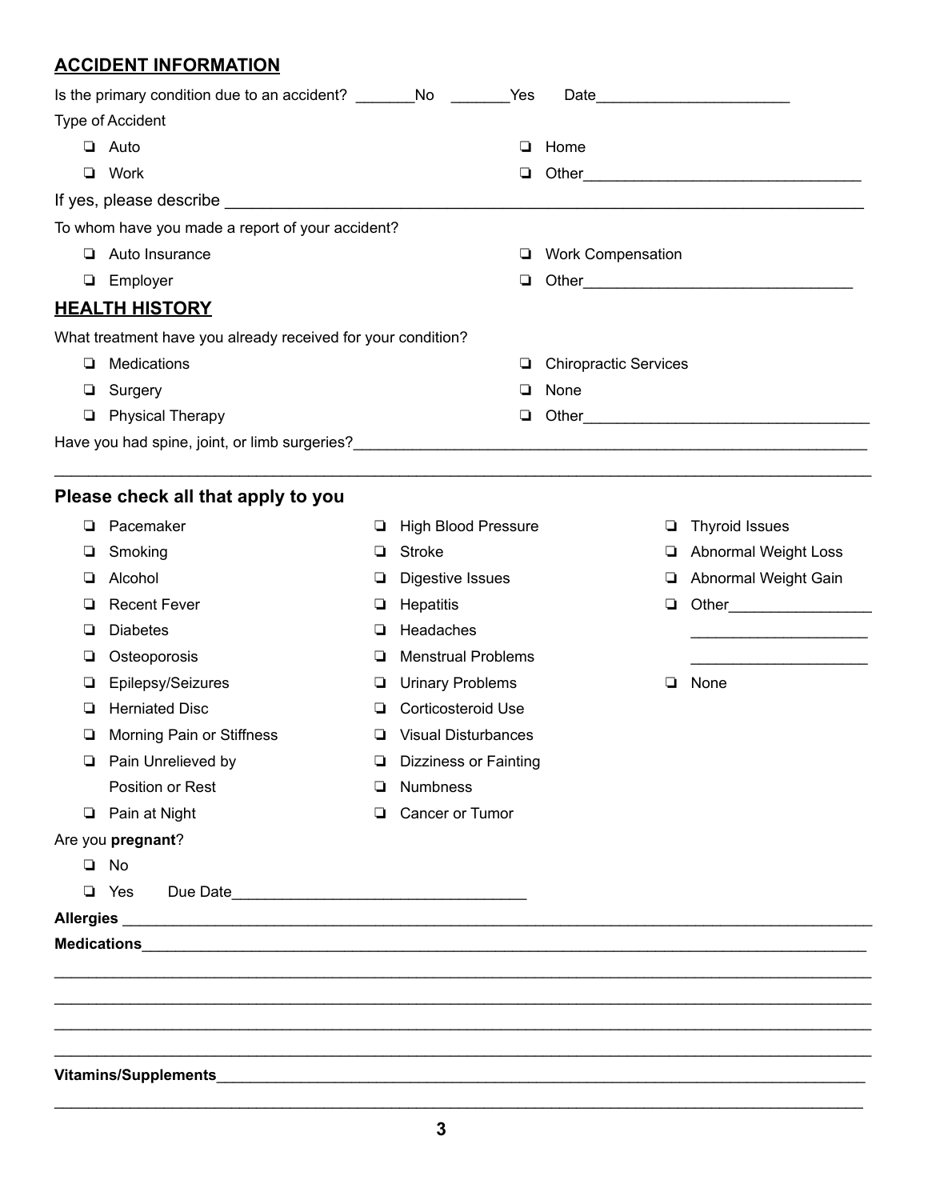## ACCIDENT INFORMATION

Is the primary condition due to an accident? _______No _______Yes Date______________________

Type of Accident

- ❏ Auto
- ❏ Work
- ❏ Home
- ❏ Other________________________________

If yes, please describe ______________________________________________________________

To whom have you made a report of your accident?

- ❏ Auto Insurance
- ❏ Employer
- ❏ Work Compensation
- ❏ Other_______________________________

## HEALTH HISTORY

What treatment have you already received for your condition?

- ❏ Medications
- ❏ Surgery
- ❏ Physical Therapy
- ❏ Chiropractic Services
- ❏ None
- ❏ Other_________________________________

Have you had spine, joint, or limb surgeries?_____________________________________________

_____________________________________________________________________________________

### Please check all that apply to you

- ❏ Pacemaker
- ❏ Smoking
- ❏ Alcohol
- ❏ Recent Fever
- ❏ Diabetes
- ❏ Osteoporosis
- ❏ Epilepsy/Seizures
- ❏ Herniated Disc
- ❏ Morning Pain or Stiffness
- ❏ Pain Unrelieved by Position or Rest
- ❏ Pain at Night
- ❏ High Blood Pressure
- ❏ Stroke
- ❏ Digestive Issues
- ❏ Hepatitis
- ❏ Headaches
- ❏ Menstrual Problems
- ❏ Urinary Problems
- ❏ Corticosteroid Use
- ❏ Visual Disturbances
- ❏ Dizziness or Fainting
- ❏ Numbness
- ❏ Cancer or Tumor
- ❏ Thyroid Issues
- ❏ Abnormal Weight Loss
- ❏ Abnormal Weight Gain
- ❏ Other_________________
  _____________________
  _____________________
- ❏ None

Are you **pregnant**?

- ❏ No
- ❏ Yes Due Date_________________________________

**Allergies** _______________________________________________________________________

**Medications**_____________________________________________________________________

_____________________________________________________________________________________

_____________________________________________________________________________________

_____________________________________________________________________________________

_____________________________________________________________________________________

**Vitamins/Supplements**_____________________________________________________________

_____________________________________________________________________________________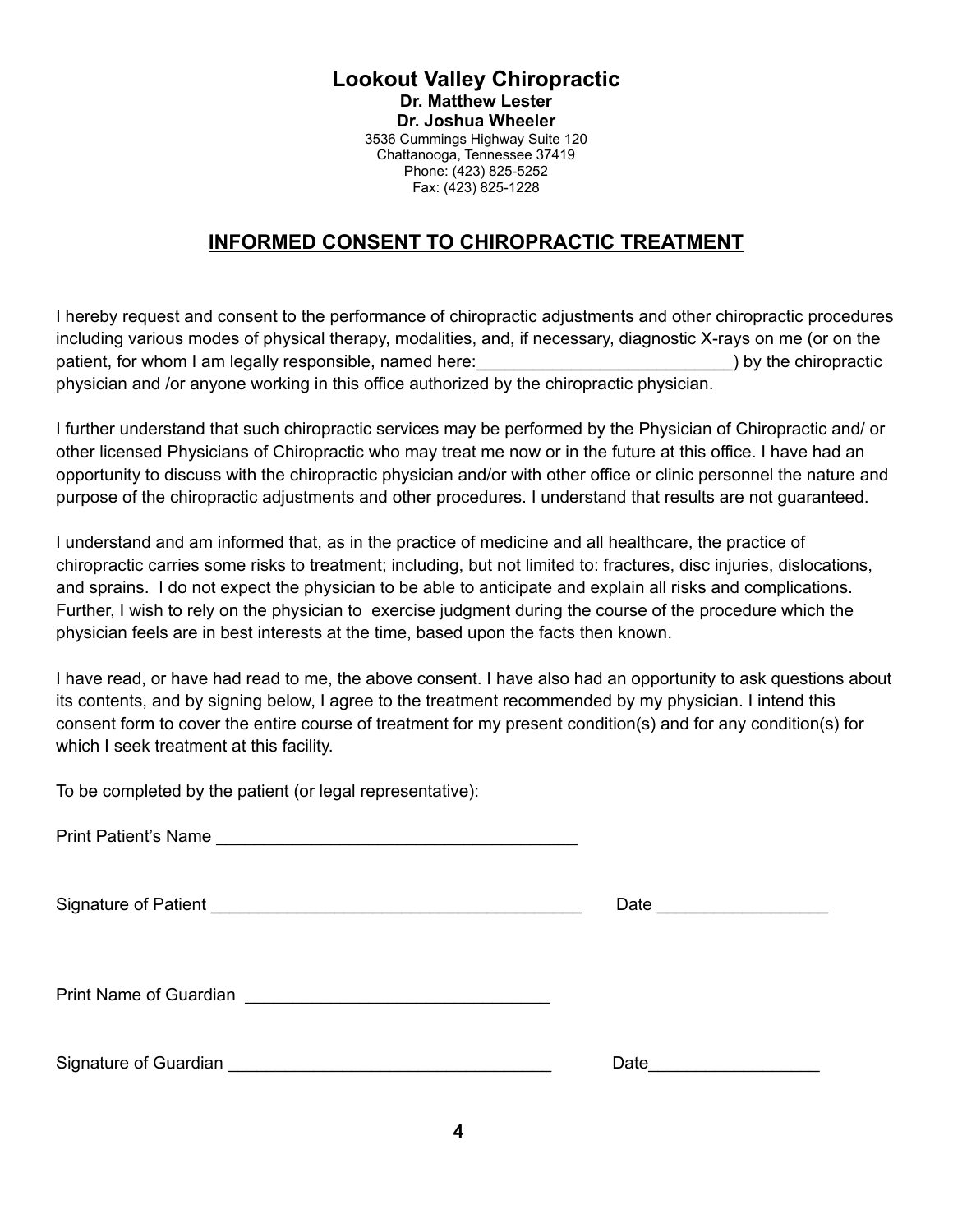# Lookout Valley Chiropractic

**Dr. Matthew Lester**
**Dr. Joshua Wheeler**
3536 Cummings Highway Suite 120
Chattanooga, Tennessee 37419
Phone: (423) 825-5252
Fax: (423) 825-1228

## INFORMED CONSENT TO CHIROPRACTIC TREATMENT

I hereby request and consent to the performance of chiropractic adjustments and other chiropractic procedures including various modes of physical therapy, modalities, and, if necessary, diagnostic X-rays on me (or on the patient, for whom I am legally responsible, named here:___________________________) by the chiropractic physician and /or anyone working in this office authorized by the chiropractic physician.

I further understand that such chiropractic services may be performed by the Physician of Chiropractic and/ or other licensed Physicians of Chiropractic who may treat me now or in the future at this office. I have had an opportunity to discuss with the chiropractic physician and/or with other office or clinic personnel the nature and purpose of the chiropractic adjustments and other procedures. I understand that results are not guaranteed.

I understand and am informed that, as in the practice of medicine and all healthcare, the practice of chiropractic carries some risks to treatment; including, but not limited to: fractures, disc injuries, dislocations, and sprains. I do not expect the physician to be able to anticipate and explain all risks and complications. Further, I wish to rely on the physician to exercise judgment during the course of the procedure which the physician feels are in best interests at the time, based upon the facts then known.

I have read, or have had read to me, the above consent. I have also had an opportunity to ask questions about its contents, and by signing below, I agree to the treatment recommended by my physician. I intend this consent form to cover the entire course of treatment for my present condition(s) and for any condition(s) for which I seek treatment at this facility.

To be completed by the patient (or legal representative):

Print Patient's Name ______________________________________

Signature of Patient _______________________________________ Date _________________

Print Name of Guardian ________________________________

Signature of Guardian __________________________________ Date_________________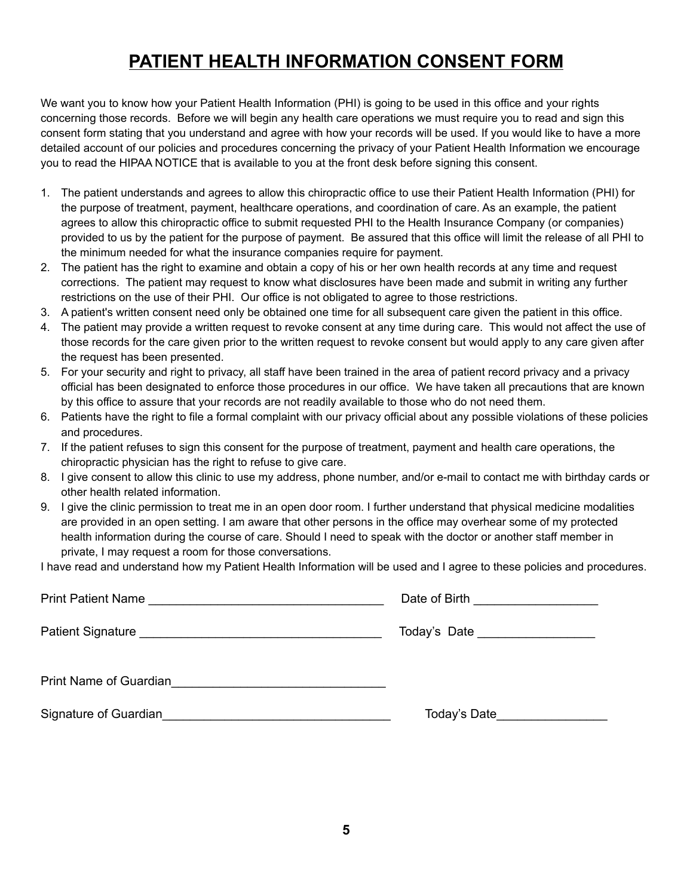# PATIENT HEALTH INFORMATION CONSENT FORM

We want you to know how your Patient Health Information (PHI) is going to be used in this office and your rights concerning those records. Before we will begin any health care operations we must require you to read and sign this consent form stating that you understand and agree with how your records will be used. If you would like to have a more detailed account of our policies and procedures concerning the privacy of your Patient Health Information we encourage you to read the HIPAA NOTICE that is available to you at the front desk before signing this consent.

1. The patient understands and agrees to allow this chiropractic office to use their Patient Health Information (PHI) for the purpose of treatment, payment, healthcare operations, and coordination of care. As an example, the patient agrees to allow this chiropractic office to submit requested PHI to the Health Insurance Company (or companies) provided to us by the patient for the purpose of payment. Be assured that this office will limit the release of all PHI to the minimum needed for what the insurance companies require for payment.
2. The patient has the right to examine and obtain a copy of his or her own health records at any time and request corrections. The patient may request to know what disclosures have been made and submit in writing any further restrictions on the use of their PHI. Our office is not obligated to agree to those restrictions.
3. A patient's written consent need only be obtained one time for all subsequent care given the patient in this office.
4. The patient may provide a written request to revoke consent at any time during care. This would not affect the use of those records for the care given prior to the written request to revoke consent but would apply to any care given after the request has been presented.
5. For your security and right to privacy, all staff have been trained in the area of patient record privacy and a privacy official has been designated to enforce those procedures in our office. We have taken all precautions that are known by this office to assure that your records are not readily available to those who do not need them.
6. Patients have the right to file a formal complaint with our privacy official about any possible violations of these policies and procedures.
7. If the patient refuses to sign this consent for the purpose of treatment, payment and health care operations, the chiropractic physician has the right to refuse to give care.
8. I give consent to allow this clinic to use my address, phone number, and/or e-mail to contact me with birthday cards or other health related information.
9. I give the clinic permission to treat me in an open door room. I further understand that physical medicine modalities are provided in an open setting. I am aware that other persons in the office may overhear some of my protected health information during the course of care. Should I need to speak with the doctor or another staff member in private, I may request a room for those conversations.

I have read and understand how my Patient Health Information will be used and I agree to these policies and procedures.

Print Patient Name ___________________________________ Date of Birth __________________

Patient Signature ____________________________________ Today's Date _________________

Print Name of Guardian_______________________________

Signature of Guardian_________________________________ Today's Date________________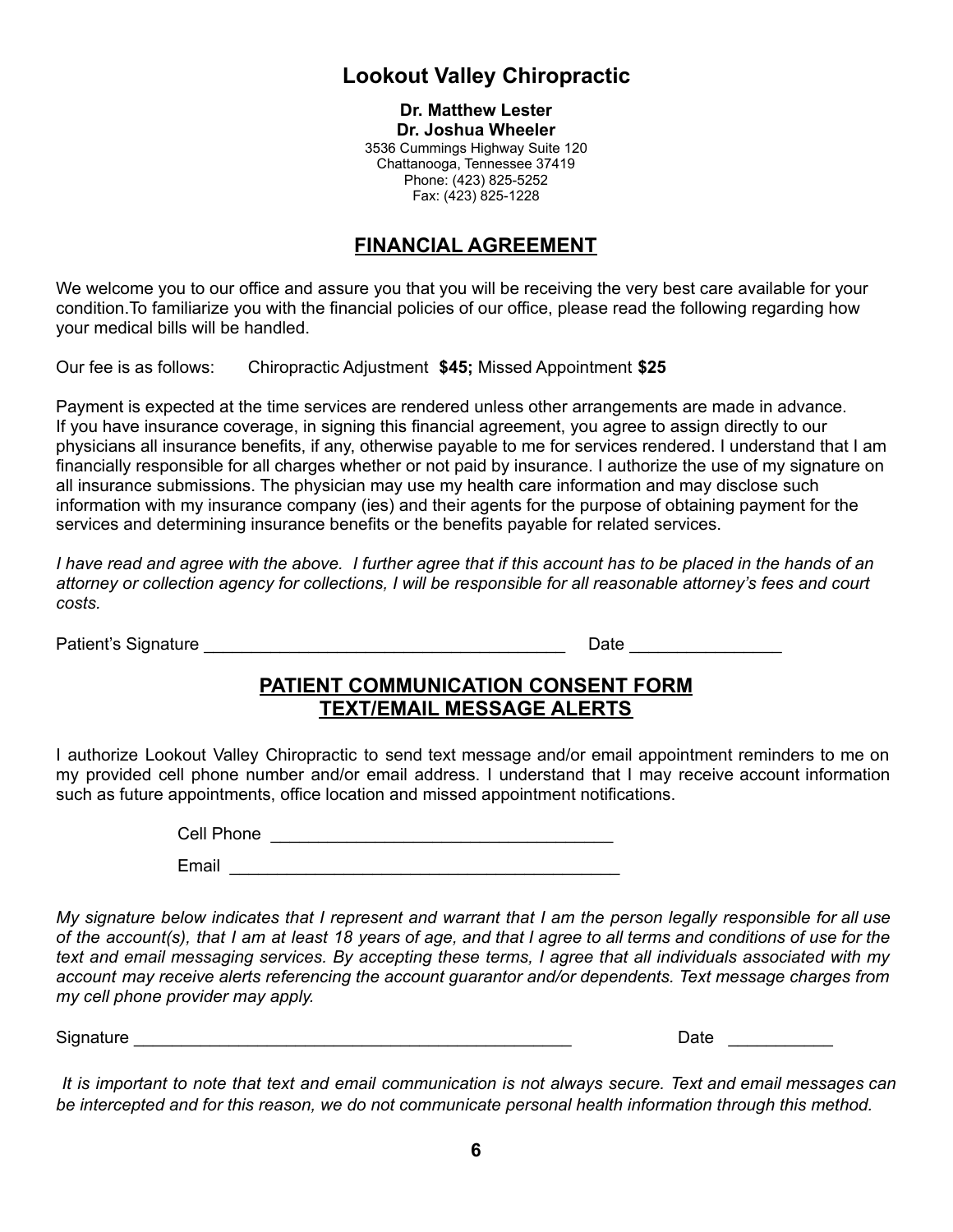# Lookout Valley Chiropractic

**Dr. Matthew Lester**
**Dr. Joshua Wheeler**
3536 Cummings Highway Suite 120
Chattanooga, Tennessee 37419
Phone: (423) 825-5252
Fax: (423) 825-1228

## FINANCIAL AGREEMENT

We welcome you to our office and assure you that you will be receiving the very best care available for your condition.To familiarize you with the financial policies of our office, please read the following regarding how your medical bills will be handled.

Our fee is as follows: Chiropractic Adjustment **$45;** Missed Appointment **$25**

Payment is expected at the time services are rendered unless other arrangements are made in advance. If you have insurance coverage, in signing this financial agreement, you agree to assign directly to our physicians all insurance benefits, if any, otherwise payable to me for services rendered. I understand that I am financially responsible for all charges whether or not paid by insurance. I authorize the use of my signature on all insurance submissions. The physician may use my health care information and may disclose such information with my insurance company (ies) and their agents for the purpose of obtaining payment for the services and determining insurance benefits or the benefits payable for related services.

*I have read and agree with the above. I further agree that if this account has to be placed in the hands of an attorney or collection agency for collections, I will be responsible for all reasonable attorney's fees and court costs.*

Patient's Signature _____________________________________ Date ________________

## PATIENT COMMUNICATION CONSENT FORM
## TEXT/EMAIL MESSAGE ALERTS

I authorize Lookout Valley Chiropractic to send text message and/or email appointment reminders to me on my provided cell phone number and/or email address. I understand that I may receive account information such as future appointments, office location and missed appointment notifications.

Cell Phone ___________________________________

Email ________________________________________

*My signature below indicates that I represent and warrant that I am the person legally responsible for all use of the account(s), that I am at least 18 years of age, and that I agree to all terms and conditions of use for the text and email messaging services. By accepting these terms, I agree that all individuals associated with my account may receive alerts referencing the account guarantor and/or dependents. Text message charges from my cell phone provider may apply.*

Signature _____________________________________________ Date ___________

*It is important to note that text and email communication is not always secure. Text and email messages can be intercepted and for this reason, we do not communicate personal health information through this method.*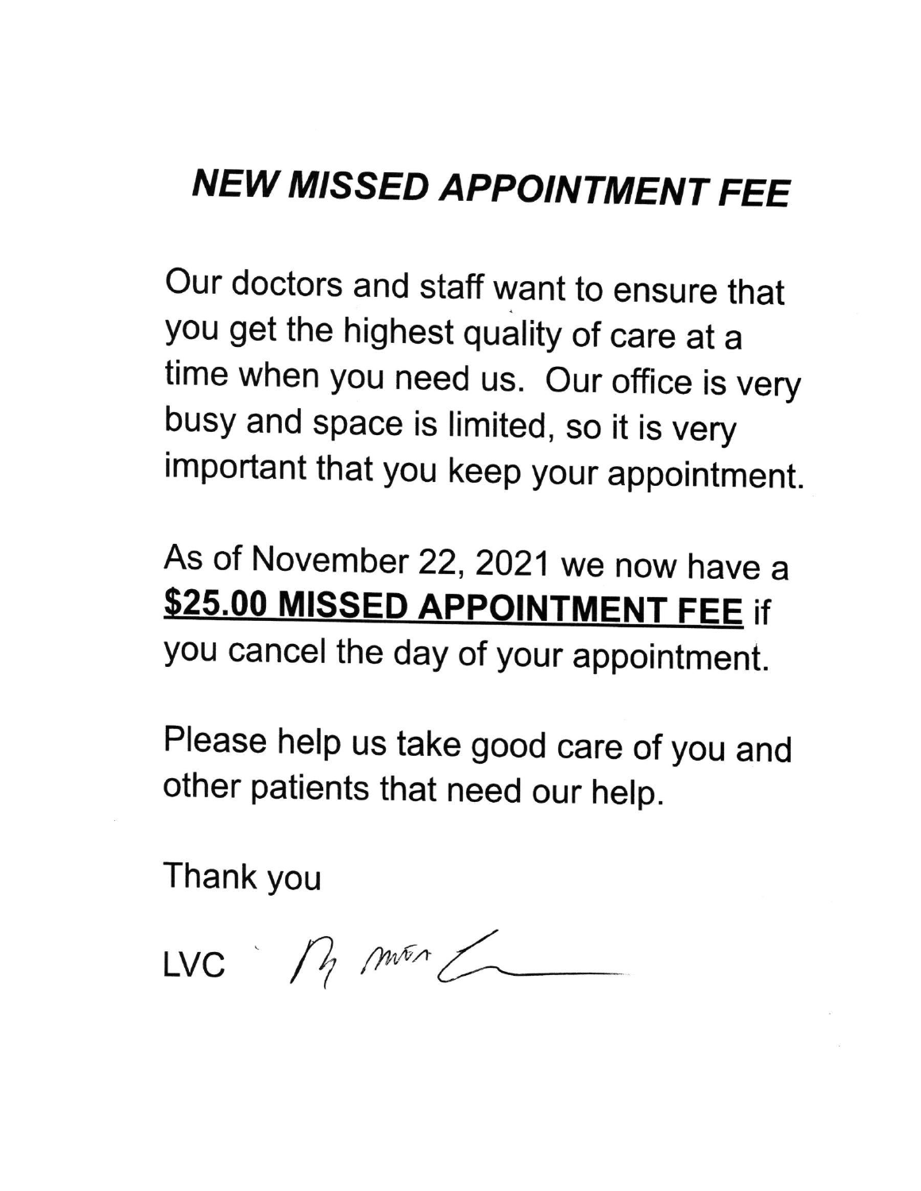# *NEW MISSED APPOINTMENT FEE*

Our doctors and staff want to ensure that you get the highest quality of care at a time when you need us. Our office is very busy and space is limited, so it is very important that you keep your appointment.

As of November 22, 2021 we now have a **$25.00 MISSED APPOINTMENT FEE** if you cancel the day of your appointment.

Please help us take good care of you and other patients that need our help.

Thank you

LVC